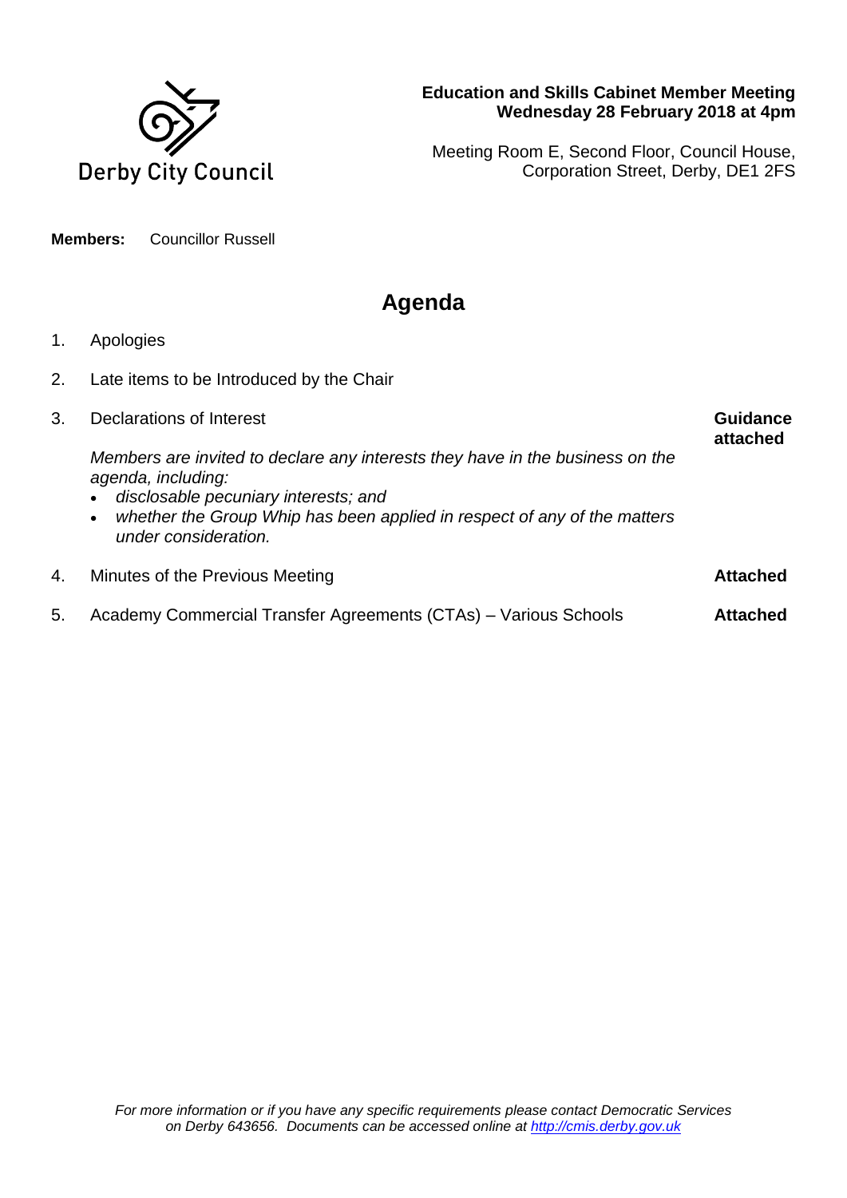Derby City Council

**Education and Skills Cabinet Member Meeting**
**Wednesday 28 February 2018 at 4pm**

Meeting Room E, Second Floor, Council House, Corporation Street, Derby, DE1 2FS

**Members:** Councillor Russell

# Agenda

1. Apologies

2. Late items to be Introduced by the Chair

3. Declarations of Interest — **Guidance attached**

   *Members are invited to declare any interests they have in the business on the agenda, including:*
   - *disclosable pecuniary interests; and*
   - *whether the Group Whip has been applied in respect of any of the matters under consideration.*

4. Minutes of the Previous Meeting — **Attached**

5. Academy Commercial Transfer Agreements (CTAs) – Various Schools — **Attached**

*For more information or if you have any specific requirements please contact Democratic Services on Derby 643656. Documents can be accessed online at [http://cmis.derby.gov.uk](http://cmis.derby.gov.uk)*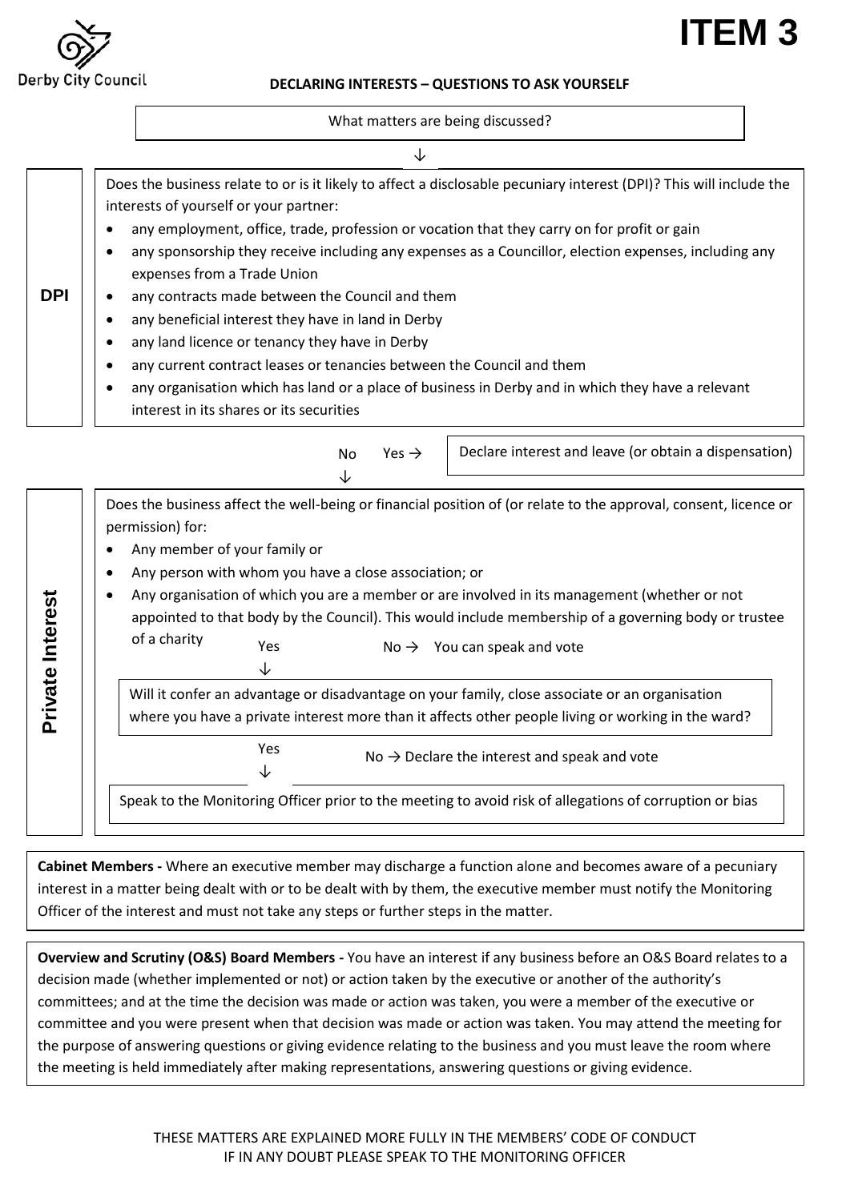# ITEM 3

Derby City Council

**DECLARING INTERESTS – QUESTIONS TO ASK YOURSELF**

What matters are being discussed?

↓

## DPI

Does the business relate to or is it likely to affect a disclosable pecuniary interest (DPI)? This will include the interests of yourself or your partner:

- any employment, office, trade, profession or vocation that they carry on for profit or gain
- any sponsorship they receive including any expenses as a Councillor, election expenses, including any expenses from a Trade Union
- any contracts made between the Council and them
- any beneficial interest they have in land in Derby
- any land licence or tenancy they have in Derby
- any current contract leases or tenancies between the Council and them
- any organisation which has land or a place of business in Derby and in which they have a relevant interest in its shares or its securities

No ↓ Yes → Declare interest and leave (or obtain a dispensation)

## Private Interest

Does the business affect the well-being or financial position of (or relate to the approval, consent, licence or permission) for:

- Any member of your family or
- Any person with whom you have a close association; or
- Any organisation of which you are a member or are involved in its management (whether or not appointed to that body by the Council). This would include membership of a governing body or trustee of a charity

Yes ↓ No → You can speak and vote

Will it confer an advantage or disadvantage on your family, close associate or an organisation where you have a private interest more than it affects other people living or working in the ward?

Yes ↓ No → Declare the interest and speak and vote

Speak to the Monitoring Officer prior to the meeting to avoid risk of allegations of corruption or bias

**Cabinet Members -** Where an executive member may discharge a function alone and becomes aware of a pecuniary interest in a matter being dealt with or to be dealt with by them, the executive member must notify the Monitoring Officer of the interest and must not take any steps or further steps in the matter.

**Overview and Scrutiny (O&S) Board Members -** You have an interest if any business before an O&S Board relates to a decision made (whether implemented or not) or action taken by the executive or another of the authority's committees; and at the time the decision was made or action was taken, you were a member of the executive or committee and you were present when that decision was made or action was taken. You may attend the meeting for the purpose of answering questions or giving evidence relating to the business and you must leave the room where the meeting is held immediately after making representations, answering questions or giving evidence.

THESE MATTERS ARE EXPLAINED MORE FULLY IN THE MEMBERS' CODE OF CONDUCT
IF IN ANY DOUBT PLEASE SPEAK TO THE MONITORING OFFICER